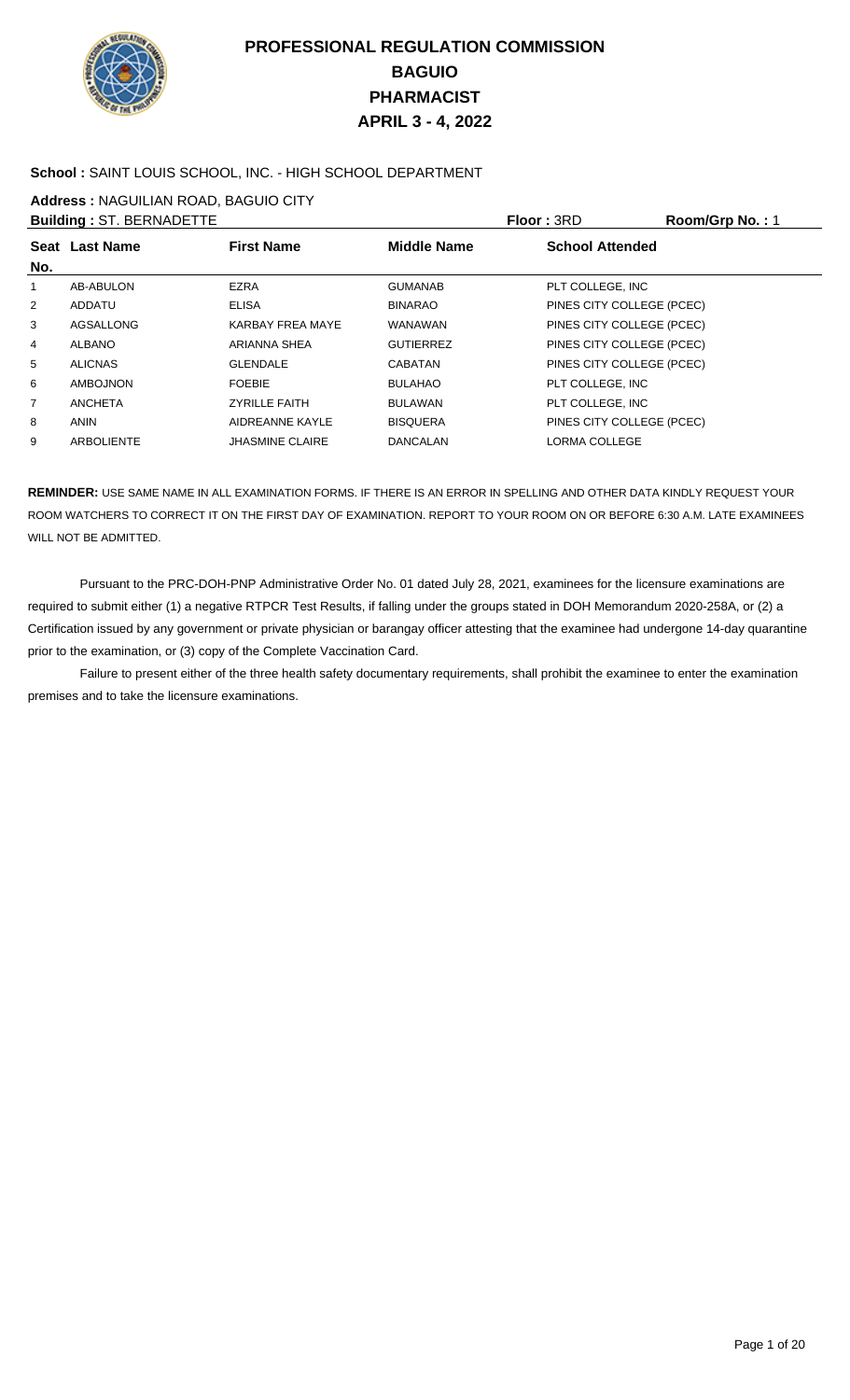# PROFESSIONAL REGULATION COMMISSION
## BAGUIO
## PHARMACIST
## APRIL 3 - 4, 2022

**School :** SAINT LOUIS SCHOOL, INC. - HIGH SCHOOL DEPARTMENT

**Address :** NAGUILIAN ROAD, BAGUIO CITY

**Building :** ST. BERNADETTE **Floor :** 3RD **Room/Grp No. :** 1

| Seat No. | Last Name | First Name | Middle Name | School Attended |
|---|---|---|---|---|
| 1 | AB-ABULON | EZRA | GUMANAB | PLT COLLEGE, INC |
| 2 | ADDATU | ELISA | BINARAO | PINES CITY COLLEGE (PCEC) |
| 3 | AGSALLONG | KARBAY FREA MAYE | WANAWAN | PINES CITY COLLEGE (PCEC) |
| 4 | ALBANO | ARIANNA SHEA | GUTIERREZ | PINES CITY COLLEGE (PCEC) |
| 5 | ALICNAS | GLENDALE | CABATAN | PINES CITY COLLEGE (PCEC) |
| 6 | AMBOJNON | FOEBIE | BULAHAO | PLT COLLEGE, INC |
| 7 | ANCHETA | ZYRILLE FAITH | BULAWAN | PLT COLLEGE, INC |
| 8 | ANIN | AIDREANNE KAYLE | BISQUERA | PINES CITY COLLEGE (PCEC) |
| 9 | ARBOLIENTE | JHASMINE CLAIRE | DANCALAN | LORMA COLLEGE |

**REMINDER:** USE SAME NAME IN ALL EXAMINATION FORMS. IF THERE IS AN ERROR IN SPELLING AND OTHER DATA KINDLY REQUEST YOUR ROOM WATCHERS TO CORRECT IT ON THE FIRST DAY OF EXAMINATION. REPORT TO YOUR ROOM ON OR BEFORE 6:30 A.M. LATE EXAMINEES WILL NOT BE ADMITTED.

Pursuant to the PRC-DOH-PNP Administrative Order No. 01 dated July 28, 2021, examinees for the licensure examinations are required to submit either (1) a negative RTPCR Test Results, if falling under the groups stated in DOH Memorandum 2020-258A, or (2) a Certification issued by any government or private physician or barangay officer attesting that the examinee had undergone 14-day quarantine prior to the examination, or (3) copy of the Complete Vaccination Card.

Failure to present either of the three health safety documentary requirements, shall prohibit the examinee to enter the examination premises and to take the licensure examinations.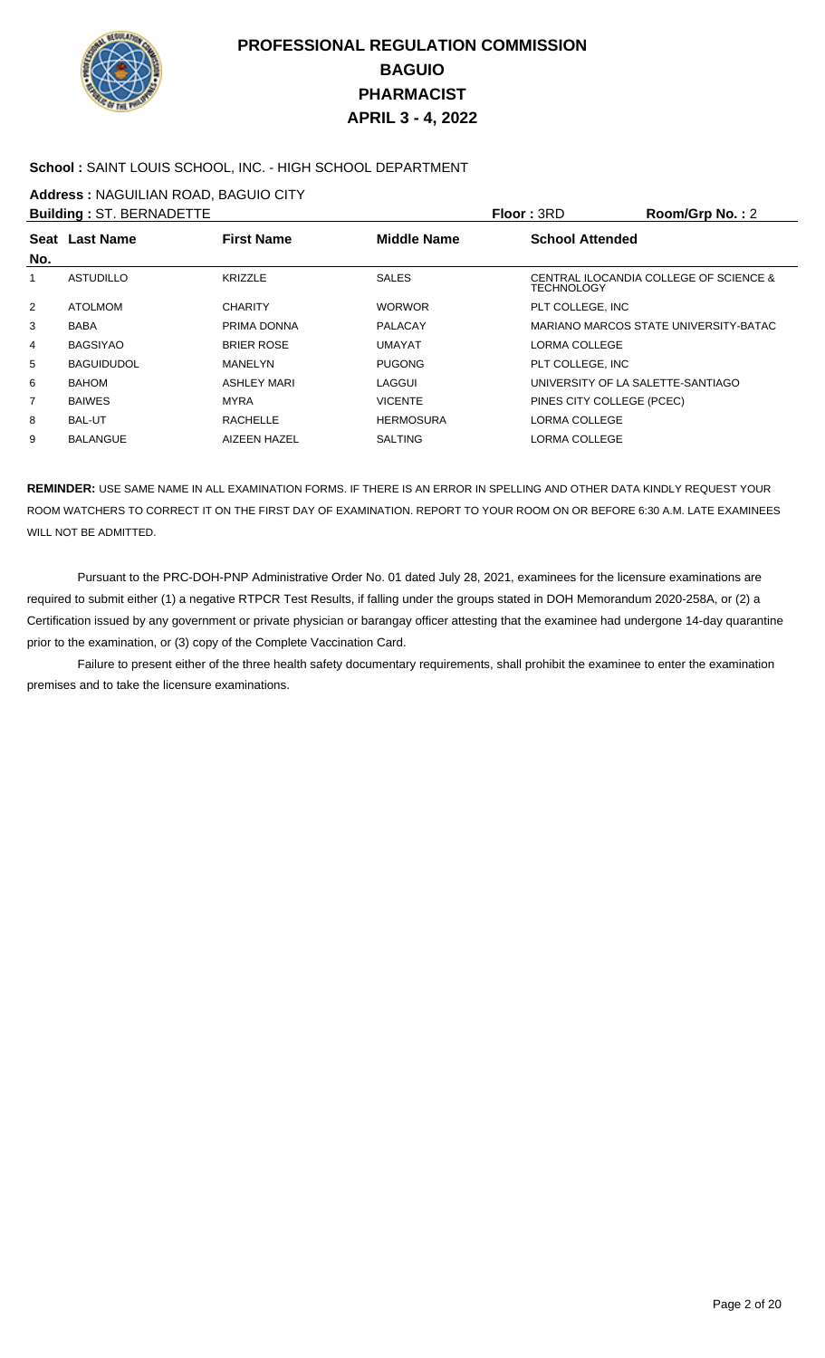# PROFESSIONAL REGULATION COMMISSION
## BAGUIO
## PHARMACIST
## APRIL 3 - 4, 2022

**School :** SAINT LOUIS SCHOOL, INC. - HIGH SCHOOL DEPARTMENT

**Address :** NAGUILIAN ROAD, BAGUIO CITY

**Building :** ST. BERNADETTE **Floor :** 3RD **Room/Grp No. :** 2

| Seat No. | Last Name | First Name | Middle Name | School Attended |
|---|---|---|---|---|
| 1 | ASTUDILLO | KRIZZLE | SALES | CENTRAL ILOCANDIA COLLEGE OF SCIENCE & TECHNOLOGY |
| 2 | ATOLMOM | CHARITY | WORWOR | PLT COLLEGE, INC |
| 3 | BABA | PRIMA DONNA | PALACAY | MARIANO MARCOS STATE UNIVERSITY-BATAC |
| 4 | BAGSIYAO | BRIER ROSE | UMAYAT | LORMA COLLEGE |
| 5 | BAGUIDUDOL | MANELYN | PUGONG | PLT COLLEGE, INC |
| 6 | BAHOM | ASHLEY MARI | LAGGUI | UNIVERSITY OF LA SALETTE-SANTIAGO |
| 7 | BAIWES | MYRA | VICENTE | PINES CITY COLLEGE (PCEC) |
| 8 | BAL-UT | RACHELLE | HERMOSURA | LORMA COLLEGE |
| 9 | BALANGUE | AIZEEN HAZEL | SALTING | LORMA COLLEGE |

**REMINDER:** USE SAME NAME IN ALL EXAMINATION FORMS. IF THERE IS AN ERROR IN SPELLING AND OTHER DATA KINDLY REQUEST YOUR ROOM WATCHERS TO CORRECT IT ON THE FIRST DAY OF EXAMINATION. REPORT TO YOUR ROOM ON OR BEFORE 6:30 A.M. LATE EXAMINEES WILL NOT BE ADMITTED.

Pursuant to the PRC-DOH-PNP Administrative Order No. 01 dated July 28, 2021, examinees for the licensure examinations are required to submit either (1) a negative RTPCR Test Results, if falling under the groups stated in DOH Memorandum 2020-258A, or (2) a Certification issued by any government or private physician or barangay officer attesting that the examinee had undergone 14-day quarantine prior to the examination, or (3) copy of the Complete Vaccination Card.

Failure to present either of the three health safety documentary requirements, shall prohibit the examinee to enter the examination premises and to take the licensure examinations.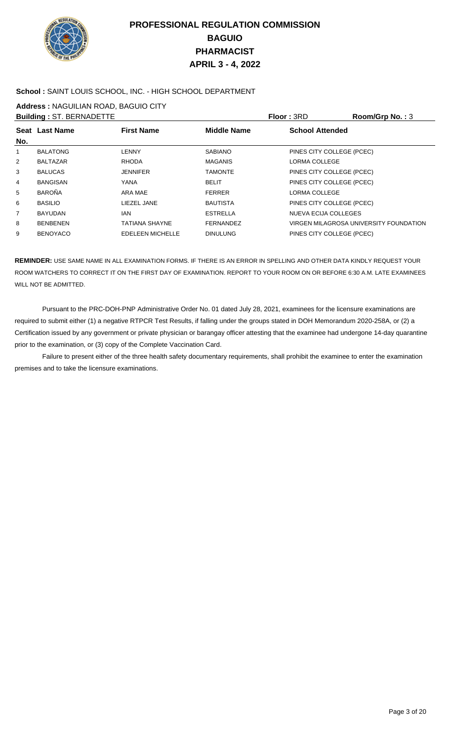# PROFESSIONAL REGULATION COMMISSION
# BAGUIO
# PHARMACIST
# APRIL 3 - 4, 2022

**School :** SAINT LOUIS SCHOOL, INC. - HIGH SCHOOL DEPARTMENT

**Address :** NAGUILIAN ROAD, BAGUIO CITY

**Building :** ST. BERNADETTE **Floor :** 3RD **Room/Grp No. :** 3

| Seat No. | Last Name | First Name | Middle Name | School Attended |
|---|---|---|---|---|
| 1 | BALATONG | LENNY | SABIANO | PINES CITY COLLEGE (PCEC) |
| 2 | BALTAZAR | RHODA | MAGANIS | LORMA COLLEGE |
| 3 | BALUCAS | JENNIFER | TAMONTE | PINES CITY COLLEGE (PCEC) |
| 4 | BANGISAN | YANA | BELIT | PINES CITY COLLEGE (PCEC) |
| 5 | BAROÑA | ARA MAE | FERRER | LORMA COLLEGE |
| 6 | BASILIO | LIEZEL JANE | BAUTISTA | PINES CITY COLLEGE (PCEC) |
| 7 | BAYUDAN | IAN | ESTRELLA | NUEVA ECIJA COLLEGES |
| 8 | BENBENEN | TATIANA SHAYNE | FERNANDEZ | VIRGEN MILAGROSA UNIVERSITY FOUNDATION |
| 9 | BENOYACO | EDELEEN MICHELLE | DINULUNG | PINES CITY COLLEGE (PCEC) |

**REMINDER:** USE SAME NAME IN ALL EXAMINATION FORMS. IF THERE IS AN ERROR IN SPELLING AND OTHER DATA KINDLY REQUEST YOUR ROOM WATCHERS TO CORRECT IT ON THE FIRST DAY OF EXAMINATION. REPORT TO YOUR ROOM ON OR BEFORE 6:30 A.M. LATE EXAMINEES WILL NOT BE ADMITTED.

Pursuant to the PRC-DOH-PNP Administrative Order No. 01 dated July 28, 2021, examinees for the licensure examinations are required to submit either (1) a negative RTPCR Test Results, if falling under the groups stated in DOH Memorandum 2020-258A, or (2) a Certification issued by any government or private physician or barangay officer attesting that the examinee had undergone 14-day quarantine prior to the examination, or (3) copy of the Complete Vaccination Card.

Failure to present either of the three health safety documentary requirements, shall prohibit the examinee to enter the examination premises and to take the licensure examinations.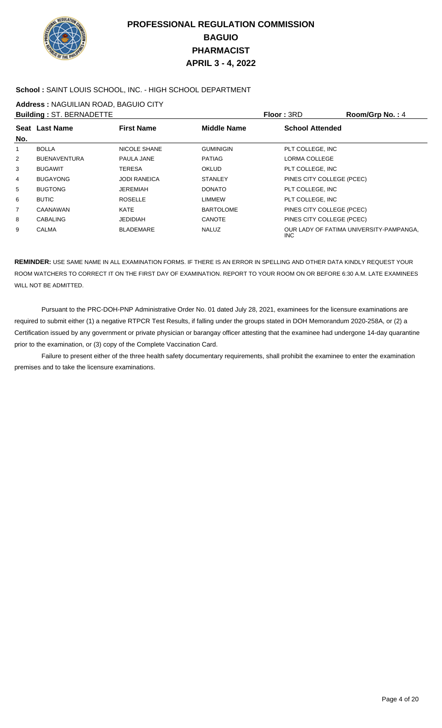# PROFESSIONAL REGULATION COMMISSION
# BAGUIO
# PHARMACIST
# APRIL 3 - 4, 2022

**School :** SAINT LOUIS SCHOOL, INC. - HIGH SCHOOL DEPARTMENT

**Address :** NAGUILIAN ROAD, BAGUIO CITY

**Building :** ST. BERNADETTE **Floor :** 3RD **Room/Grp No. :** 4

| Seat No. | Last Name | First Name | Middle Name | School Attended |
|---|---|---|---|---|
| 1 | BOLLA | NICOLE SHANE | GUMINIGIN | PLT COLLEGE, INC |
| 2 | BUENAVENTURA | PAULA JANE | PATIAG | LORMA COLLEGE |
| 3 | BUGAWIT | TERESA | OKLUD | PLT COLLEGE, INC |
| 4 | BUGAYONG | JODI RANEICA | STANLEY | PINES CITY COLLEGE (PCEC) |
| 5 | BUGTONG | JEREMIAH | DONATO | PLT COLLEGE, INC |
| 6 | BUTIC | ROSELLE | LIMMEW | PLT COLLEGE, INC |
| 7 | CAANAWAN | KATE | BARTOLOME | PINES CITY COLLEGE (PCEC) |
| 8 | CABALING | JEDIDIAH | CANOTE | PINES CITY COLLEGE (PCEC) |
| 9 | CALMA | BLADEMARE | NALUZ | OUR LADY OF FATIMA UNIVERSITY-PAMPANGA, INC |

**REMINDER:** USE SAME NAME IN ALL EXAMINATION FORMS. IF THERE IS AN ERROR IN SPELLING AND OTHER DATA KINDLY REQUEST YOUR ROOM WATCHERS TO CORRECT IT ON THE FIRST DAY OF EXAMINATION. REPORT TO YOUR ROOM ON OR BEFORE 6:30 A.M. LATE EXAMINEES WILL NOT BE ADMITTED.

Pursuant to the PRC-DOH-PNP Administrative Order No. 01 dated July 28, 2021, examinees for the licensure examinations are required to submit either (1) a negative RTPCR Test Results, if falling under the groups stated in DOH Memorandum 2020-258A, or (2) a Certification issued by any government or private physician or barangay officer attesting that the examinee had undergone 14-day quarantine prior to the examination, or (3) copy of the Complete Vaccination Card.

Failure to present either of the three health safety documentary requirements, shall prohibit the examinee to enter the examination premises and to take the licensure examinations.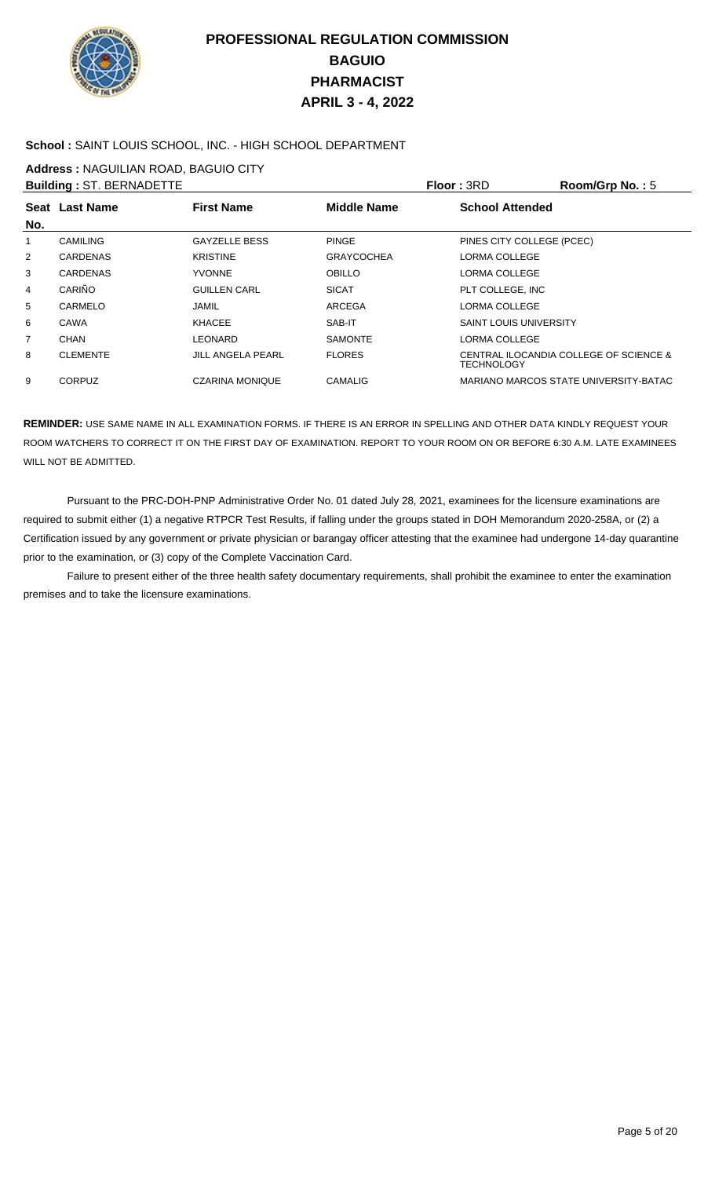# PROFESSIONAL REGULATION COMMISSION
# BAGUIO
# PHARMACIST
# APRIL 3 - 4, 2022

**School :** SAINT LOUIS SCHOOL, INC. - HIGH SCHOOL DEPARTMENT

**Address :** NAGUILIAN ROAD, BAGUIO CITY

**Building :** ST. BERNADETTE **Floor :** 3RD **Room/Grp No. :** 5

| Seat No. | Last Name | First Name | Middle Name | School Attended |
|---|---|---|---|---|
| 1 | CAMILING | GAYZELLE BESS | PINGE | PINES CITY COLLEGE (PCEC) |
| 2 | CARDENAS | KRISTINE | GRAYCOCHEA | LORMA COLLEGE |
| 3 | CARDENAS | YVONNE | OBILLO | LORMA COLLEGE |
| 4 | CARIÑO | GUILLEN CARL | SICAT | PLT COLLEGE, INC |
| 5 | CARMELO | JAMIL | ARCEGA | LORMA COLLEGE |
| 6 | CAWA | KHACEE | SAB-IT | SAINT LOUIS UNIVERSITY |
| 7 | CHAN | LEONARD | SAMONTE | LORMA COLLEGE |
| 8 | CLEMENTE | JILL ANGELA PEARL | FLORES | CENTRAL ILOCANDIA COLLEGE OF SCIENCE & TECHNOLOGY |
| 9 | CORPUZ | CZARINA MONIQUE | CAMALIG | MARIANO MARCOS STATE UNIVERSITY-BATAC |

**REMINDER:** USE SAME NAME IN ALL EXAMINATION FORMS. IF THERE IS AN ERROR IN SPELLING AND OTHER DATA KINDLY REQUEST YOUR ROOM WATCHERS TO CORRECT IT ON THE FIRST DAY OF EXAMINATION. REPORT TO YOUR ROOM ON OR BEFORE 6:30 A.M. LATE EXAMINEES WILL NOT BE ADMITTED.

Pursuant to the PRC-DOH-PNP Administrative Order No. 01 dated July 28, 2021, examinees for the licensure examinations are required to submit either (1) a negative RTPCR Test Results, if falling under the groups stated in DOH Memorandum 2020-258A, or (2) a Certification issued by any government or private physician or barangay officer attesting that the examinee had undergone 14-day quarantine prior to the examination, or (3) copy of the Complete Vaccination Card.

Failure to present either of the three health safety documentary requirements, shall prohibit the examinee to enter the examination premises and to take the licensure examinations.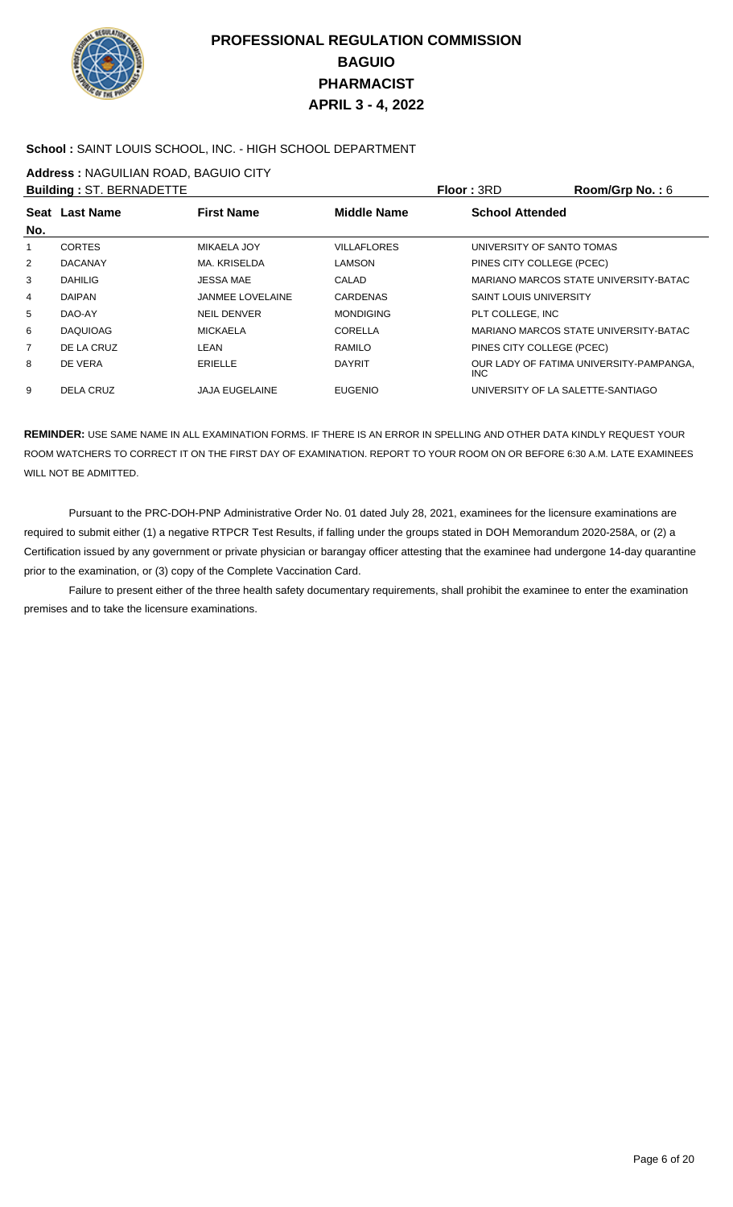# PROFESSIONAL REGULATION COMMISSION
## BAGUIO
## PHARMACIST
## APRIL 3 - 4, 2022

**School :** SAINT LOUIS SCHOOL, INC. - HIGH SCHOOL DEPARTMENT

**Address :** NAGUILIAN ROAD, BAGUIO CITY

**Building :** ST. BERNADETTE **Floor :** 3RD **Room/Grp No. :** 6

| Seat No. | Last Name | First Name | Middle Name | School Attended |
|---|---|---|---|---|
| 1 | CORTES | MIKAELA JOY | VILLAFLORES | UNIVERSITY OF SANTO TOMAS |
| 2 | DACANAY | MA. KRISELDA | LAMSON | PINES CITY COLLEGE (PCEC) |
| 3 | DAHILIG | JESSA MAE | CALAD | MARIANO MARCOS STATE UNIVERSITY-BATAC |
| 4 | DAIPAN | JANMEE LOVELAINE | CARDENAS | SAINT LOUIS UNIVERSITY |
| 5 | DAO-AY | NEIL DENVER | MONDIGING | PLT COLLEGE, INC |
| 6 | DAQUIOAG | MICKAELA | CORELLA | MARIANO MARCOS STATE UNIVERSITY-BATAC |
| 7 | DE LA CRUZ | LEAN | RAMILO | PINES CITY COLLEGE (PCEC) |
| 8 | DE VERA | ERIELLE | DAYRIT | OUR LADY OF FATIMA UNIVERSITY-PAMPANGA, INC |
| 9 | DELA CRUZ | JAJA EUGELAINE | EUGENIO | UNIVERSITY OF LA SALETTE-SANTIAGO |

**REMINDER:** USE SAME NAME IN ALL EXAMINATION FORMS. IF THERE IS AN ERROR IN SPELLING AND OTHER DATA KINDLY REQUEST YOUR ROOM WATCHERS TO CORRECT IT ON THE FIRST DAY OF EXAMINATION. REPORT TO YOUR ROOM ON OR BEFORE 6:30 A.M. LATE EXAMINEES WILL NOT BE ADMITTED.

Pursuant to the PRC-DOH-PNP Administrative Order No. 01 dated July 28, 2021, examinees for the licensure examinations are required to submit either (1) a negative RTPCR Test Results, if falling under the groups stated in DOH Memorandum 2020-258A, or (2) a Certification issued by any government or private physician or barangay officer attesting that the examinee had undergone 14-day quarantine prior to the examination, or (3) copy of the Complete Vaccination Card.

Failure to present either of the three health safety documentary requirements, shall prohibit the examinee to enter the examination premises and to take the licensure examinations.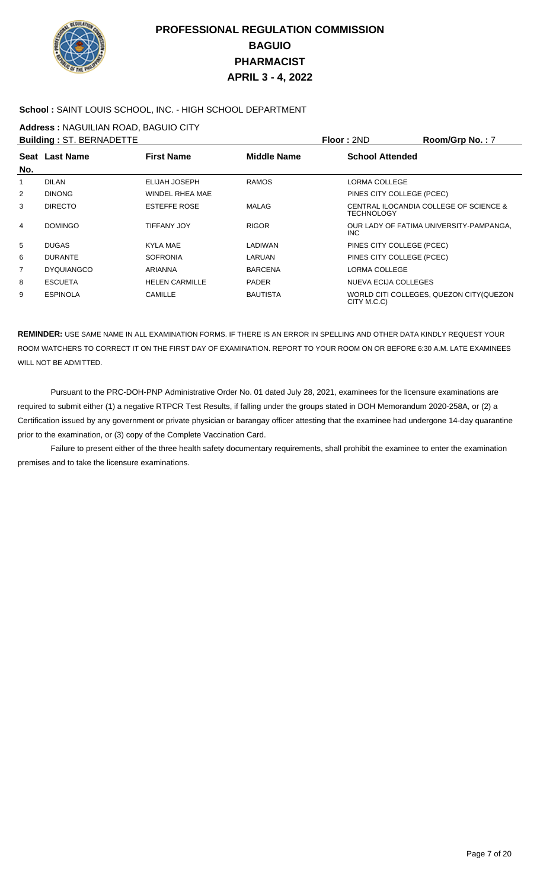# PROFESSIONAL REGULATION COMMISSION
## BAGUIO
## PHARMACIST
## APRIL 3 - 4, 2022

**School :** SAINT LOUIS SCHOOL, INC. - HIGH SCHOOL DEPARTMENT

**Address :** NAGUILIAN ROAD, BAGUIO CITY

**Building :** ST. BERNADETTE **Floor :** 2ND **Room/Grp No. :** 7

| Seat No. | Last Name | First Name | Middle Name | School Attended |
|---|---|---|---|---|
| 1 | DILAN | ELIJAH JOSEPH | RAMOS | LORMA COLLEGE |
| 2 | DINONG | WINDEL RHEA MAE | | PINES CITY COLLEGE (PCEC) |
| 3 | DIRECTO | ESTEFFE ROSE | MALAG | CENTRAL ILOCANDIA COLLEGE OF SCIENCE & TECHNOLOGY |
| 4 | DOMINGO | TIFFANY JOY | RIGOR | OUR LADY OF FATIMA UNIVERSITY-PAMPANGA, INC |
| 5 | DUGAS | KYLA MAE | LADIWAN | PINES CITY COLLEGE (PCEC) |
| 6 | DURANTE | SOFRONIA | LARUAN | PINES CITY COLLEGE (PCEC) |
| 7 | DYQUIANGCO | ARIANNA | BARCENA | LORMA COLLEGE |
| 8 | ESCUETA | HELEN CARMILLE | PADER | NUEVA ECIJA COLLEGES |
| 9 | ESPINOLA | CAMILLE | BAUTISTA | WORLD CITI COLLEGES, QUEZON CITY(QUEZON CITY M.C.C) |

**REMINDER:** USE SAME NAME IN ALL EXAMINATION FORMS. IF THERE IS AN ERROR IN SPELLING AND OTHER DATA KINDLY REQUEST YOUR ROOM WATCHERS TO CORRECT IT ON THE FIRST DAY OF EXAMINATION. REPORT TO YOUR ROOM ON OR BEFORE 6:30 A.M. LATE EXAMINEES WILL NOT BE ADMITTED.

Pursuant to the PRC-DOH-PNP Administrative Order No. 01 dated July 28, 2021, examinees for the licensure examinations are required to submit either (1) a negative RTPCR Test Results, if falling under the groups stated in DOH Memorandum 2020-258A, or (2) a Certification issued by any government or private physician or barangay officer attesting that the examinee had undergone 14-day quarantine prior to the examination, or (3) copy of the Complete Vaccination Card.

Failure to present either of the three health safety documentary requirements, shall prohibit the examinee to enter the examination premises and to take the licensure examinations.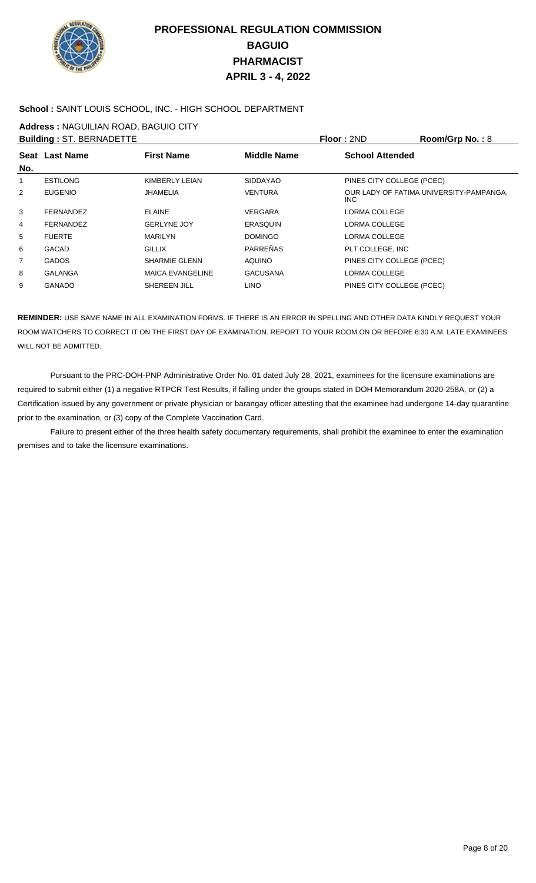# PROFESSIONAL REGULATION COMMISSION
## BAGUIO
## PHARMACIST
## APRIL 3 - 4, 2022

**School :** SAINT LOUIS SCHOOL, INC. - HIGH SCHOOL DEPARTMENT

**Address :** NAGUILIAN ROAD, BAGUIO CITY

**Building :** ST. BERNADETTE | **Floor :** 2ND | **Room/Grp No. :** 8

| Seat No. | Last Name | First Name | Middle Name | School Attended |
|---|---|---|---|---|
| 1 | ESTILONG | KIMBERLY LEIAN | SIDDAYAO | PINES CITY COLLEGE (PCEC) |
| 2 | EUGENIO | JHAMELIA | VENTURA | OUR LADY OF FATIMA UNIVERSITY-PAMPANGA, INC |
| 3 | FERNANDEZ | ELAINE | VERGARA | LORMA COLLEGE |
| 4 | FERNANDEZ | GERLYNE JOY | ERASQUIN | LORMA COLLEGE |
| 5 | FUERTE | MARILYN | DOMINGO | LORMA COLLEGE |
| 6 | GACAD | GILLIX | PARREÑAS | PLT COLLEGE, INC |
| 7 | GADOS | SHARMIE GLENN | AQUINO | PINES CITY COLLEGE (PCEC) |
| 8 | GALANGA | MAICA EVANGELINE | GACUSANA | LORMA COLLEGE |
| 9 | GANADO | SHEREEN JILL | LINO | PINES CITY COLLEGE (PCEC) |

**REMINDER:** USE SAME NAME IN ALL EXAMINATION FORMS. IF THERE IS AN ERROR IN SPELLING AND OTHER DATA KINDLY REQUEST YOUR ROOM WATCHERS TO CORRECT IT ON THE FIRST DAY OF EXAMINATION. REPORT TO YOUR ROOM ON OR BEFORE 6:30 A.M. LATE EXAMINEES WILL NOT BE ADMITTED.

Pursuant to the PRC-DOH-PNP Administrative Order No. 01 dated July 28, 2021, examinees for the licensure examinations are required to submit either (1) a negative RTPCR Test Results, if falling under the groups stated in DOH Memorandum 2020-258A, or (2) a Certification issued by any government or private physician or barangay officer attesting that the examinee had undergone 14-day quarantine prior to the examination, or (3) copy of the Complete Vaccination Card.

Failure to present either of the three health safety documentary requirements, shall prohibit the examinee to enter the examination premises and to take the licensure examinations.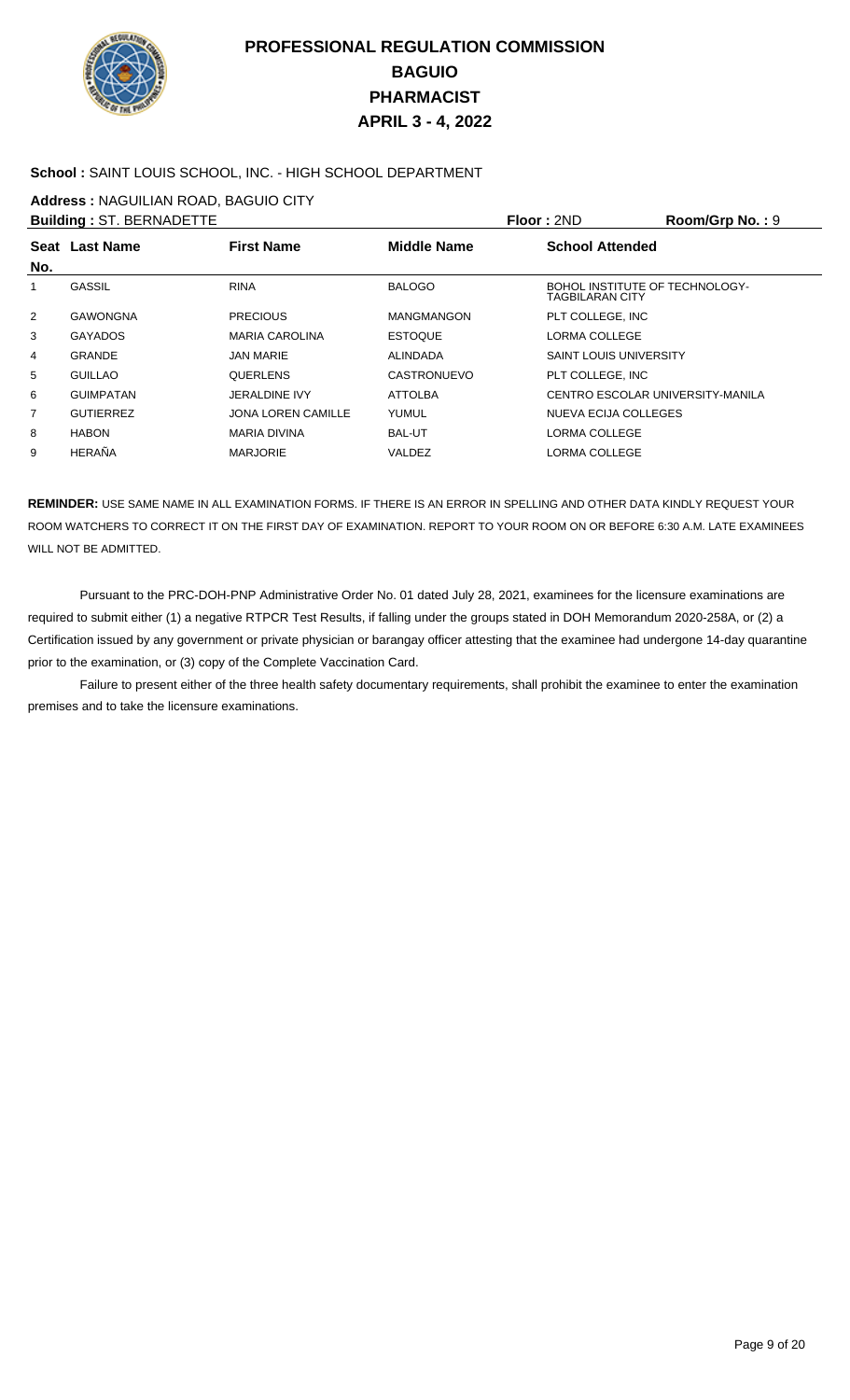# PROFESSIONAL REGULATION COMMISSION
## BAGUIO
## PHARMACIST
## APRIL 3 - 4, 2022

**School :** SAINT LOUIS SCHOOL, INC. - HIGH SCHOOL DEPARTMENT

**Address :** NAGUILIAN ROAD, BAGUIO CITY

**Building :** ST. BERNADETTE **Floor :** 2ND **Room/Grp No. :** 9

| Seat No. | Last Name | First Name | Middle Name | School Attended |
|---|---|---|---|---|
| 1 | GASSIL | RINA | BALOGO | BOHOL INSTITUTE OF TECHNOLOGY-TAGBILARAN CITY |
| 2 | GAWONGNA | PRECIOUS | MANGMANGON | PLT COLLEGE, INC |
| 3 | GAYADOS | MARIA CAROLINA | ESTOQUE | LORMA COLLEGE |
| 4 | GRANDE | JAN MARIE | ALINDADA | SAINT LOUIS UNIVERSITY |
| 5 | GUILLAO | QUERLENS | CASTRONUEVO | PLT COLLEGE, INC |
| 6 | GUIMPATAN | JERALDINE IVY | ATTOLBA | CENTRO ESCOLAR UNIVERSITY-MANILA |
| 7 | GUTIERREZ | JONA LOREN CAMILLE | YUMUL | NUEVA ECIJA COLLEGES |
| 8 | HABON | MARIA DIVINA | BAL-UT | LORMA COLLEGE |
| 9 | HERAÑA | MARJORIE | VALDEZ | LORMA COLLEGE |

**REMINDER:** USE SAME NAME IN ALL EXAMINATION FORMS. IF THERE IS AN ERROR IN SPELLING AND OTHER DATA KINDLY REQUEST YOUR ROOM WATCHERS TO CORRECT IT ON THE FIRST DAY OF EXAMINATION. REPORT TO YOUR ROOM ON OR BEFORE 6:30 A.M. LATE EXAMINEES WILL NOT BE ADMITTED.

Pursuant to the PRC-DOH-PNP Administrative Order No. 01 dated July 28, 2021, examinees for the licensure examinations are required to submit either (1) a negative RTPCR Test Results, if falling under the groups stated in DOH Memorandum 2020-258A, or (2) a Certification issued by any government or private physician or barangay officer attesting that the examinee had undergone 14-day quarantine prior to the examination, or (3) copy of the Complete Vaccination Card.

Failure to present either of the three health safety documentary requirements, shall prohibit the examinee to enter the examination premises and to take the licensure examinations.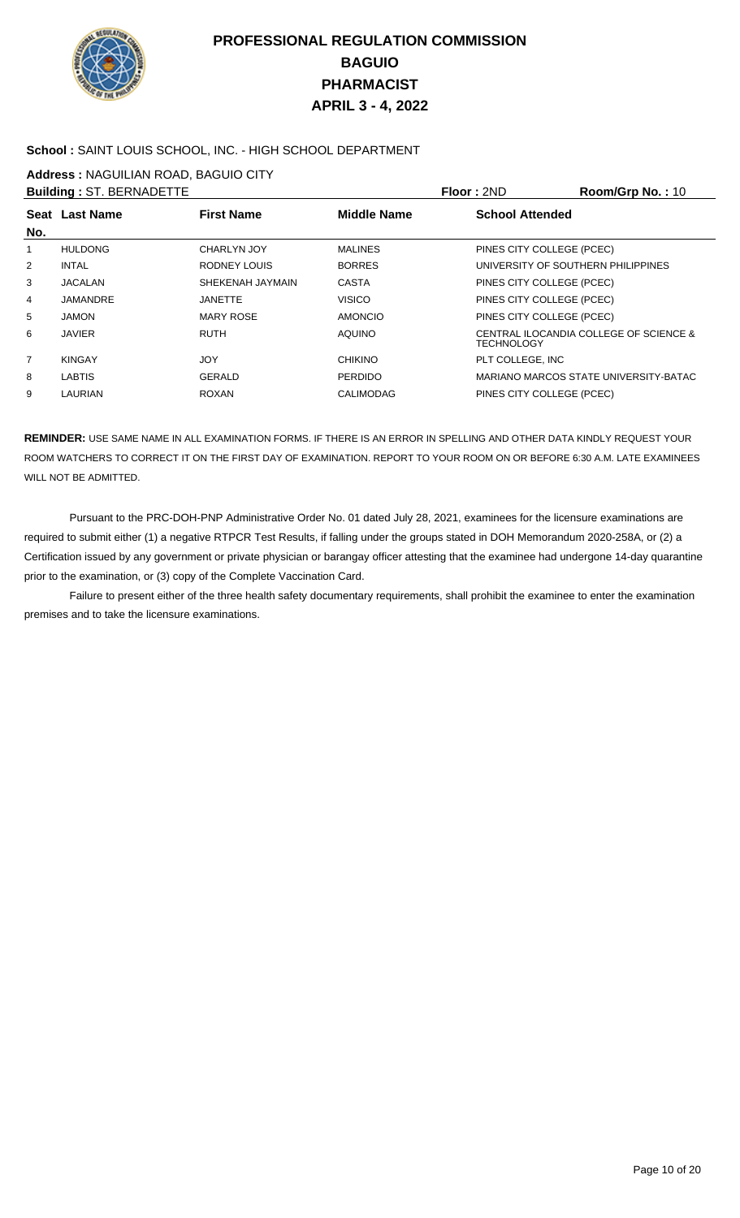# PROFESSIONAL REGULATION COMMISSION
## BAGUIO
## PHARMACIST
## APRIL 3 - 4, 2022

**School :** SAINT LOUIS SCHOOL, INC. - HIGH SCHOOL DEPARTMENT

**Address :** NAGUILIAN ROAD, BAGUIO CITY

**Building :** ST. BERNADETTE **Floor :** 2ND **Room/Grp No. :** 10

| Seat No. | Last Name | First Name | Middle Name | School Attended |
|---|---|---|---|---|
| 1 | HULDONG | CHARLYN JOY | MALINES | PINES CITY COLLEGE (PCEC) |
| 2 | INTAL | RODNEY LOUIS | BORRES | UNIVERSITY OF SOUTHERN PHILIPPINES |
| 3 | JACALAN | SHEKENAH JAYMAIN | CASTA | PINES CITY COLLEGE (PCEC) |
| 4 | JAMANDRE | JANETTE | VISICO | PINES CITY COLLEGE (PCEC) |
| 5 | JAMON | MARY ROSE | AMONCIO | PINES CITY COLLEGE (PCEC) |
| 6 | JAVIER | RUTH | AQUINO | CENTRAL ILOCANDIA COLLEGE OF SCIENCE & TECHNOLOGY |
| 7 | KINGAY | JOY | CHIKINO | PLT COLLEGE, INC |
| 8 | LABTIS | GERALD | PERDIDO | MARIANO MARCOS STATE UNIVERSITY-BATAC |
| 9 | LAURIAN | ROXAN | CALIMODAG | PINES CITY COLLEGE (PCEC) |

**REMINDER:** USE SAME NAME IN ALL EXAMINATION FORMS. IF THERE IS AN ERROR IN SPELLING AND OTHER DATA KINDLY REQUEST YOUR ROOM WATCHERS TO CORRECT IT ON THE FIRST DAY OF EXAMINATION. REPORT TO YOUR ROOM ON OR BEFORE 6:30 A.M. LATE EXAMINEES WILL NOT BE ADMITTED.

Pursuant to the PRC-DOH-PNP Administrative Order No. 01 dated July 28, 2021, examinees for the licensure examinations are required to submit either (1) a negative RTPCR Test Results, if falling under the groups stated in DOH Memorandum 2020-258A, or (2) a Certification issued by any government or private physician or barangay officer attesting that the examinee had undergone 14-day quarantine prior to the examination, or (3) copy of the Complete Vaccination Card.

Failure to present either of the three health safety documentary requirements, shall prohibit the examinee to enter the examination premises and to take the licensure examinations.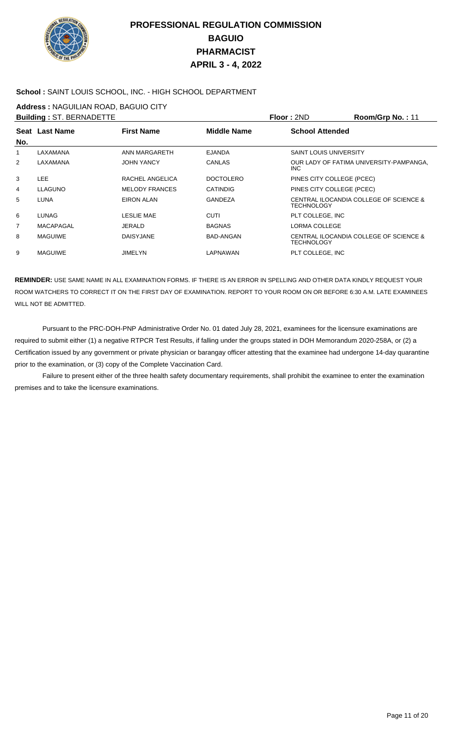# PROFESSIONAL REGULATION COMMISSION
## BAGUIO
## PHARMACIST
## APRIL 3 - 4, 2022

**School :** SAINT LOUIS SCHOOL, INC. - HIGH SCHOOL DEPARTMENT

**Address :** NAGUILIAN ROAD, BAGUIO CITY

**Building :** ST. BERNADETTE **Floor :** 2ND **Room/Grp No. :** 11

| Seat No. | Last Name | First Name | Middle Name | School Attended |
|---|---|---|---|---|
| 1 | LAXAMANA | ANN MARGARETH | EJANDA | SAINT LOUIS UNIVERSITY |
| 2 | LAXAMANA | JOHN YANCY | CANLAS | OUR LADY OF FATIMA UNIVERSITY-PAMPANGA, INC |
| 3 | LEE | RACHEL ANGELICA | DOCTOLERO | PINES CITY COLLEGE (PCEC) |
| 4 | LLAGUNO | MELODY FRANCES | CATINDIG | PINES CITY COLLEGE (PCEC) |
| 5 | LUNA | EIRON ALAN | GANDEZA | CENTRAL ILOCANDIA COLLEGE OF SCIENCE & TECHNOLOGY |
| 6 | LUNAG | LESLIE MAE | CUTI | PLT COLLEGE, INC |
| 7 | MACAPAGAL | JERALD | BAGNAS | LORMA COLLEGE |
| 8 | MAGUIWE | DAISYJANE | BAD-ANGAN | CENTRAL ILOCANDIA COLLEGE OF SCIENCE & TECHNOLOGY |
| 9 | MAGUIWE | JIMELYN | LAPNAWAN | PLT COLLEGE, INC |

**REMINDER:** USE SAME NAME IN ALL EXAMINATION FORMS. IF THERE IS AN ERROR IN SPELLING AND OTHER DATA KINDLY REQUEST YOUR ROOM WATCHERS TO CORRECT IT ON THE FIRST DAY OF EXAMINATION. REPORT TO YOUR ROOM ON OR BEFORE 6:30 A.M. LATE EXAMINEES WILL NOT BE ADMITTED.

Pursuant to the PRC-DOH-PNP Administrative Order No. 01 dated July 28, 2021, examinees for the licensure examinations are required to submit either (1) a negative RTPCR Test Results, if falling under the groups stated in DOH Memorandum 2020-258A, or (2) a Certification issued by any government or private physician or barangay officer attesting that the examinee had undergone 14-day quarantine prior to the examination, or (3) copy of the Complete Vaccination Card.

Failure to present either of the three health safety documentary requirements, shall prohibit the examinee to enter the examination premises and to take the licensure examinations.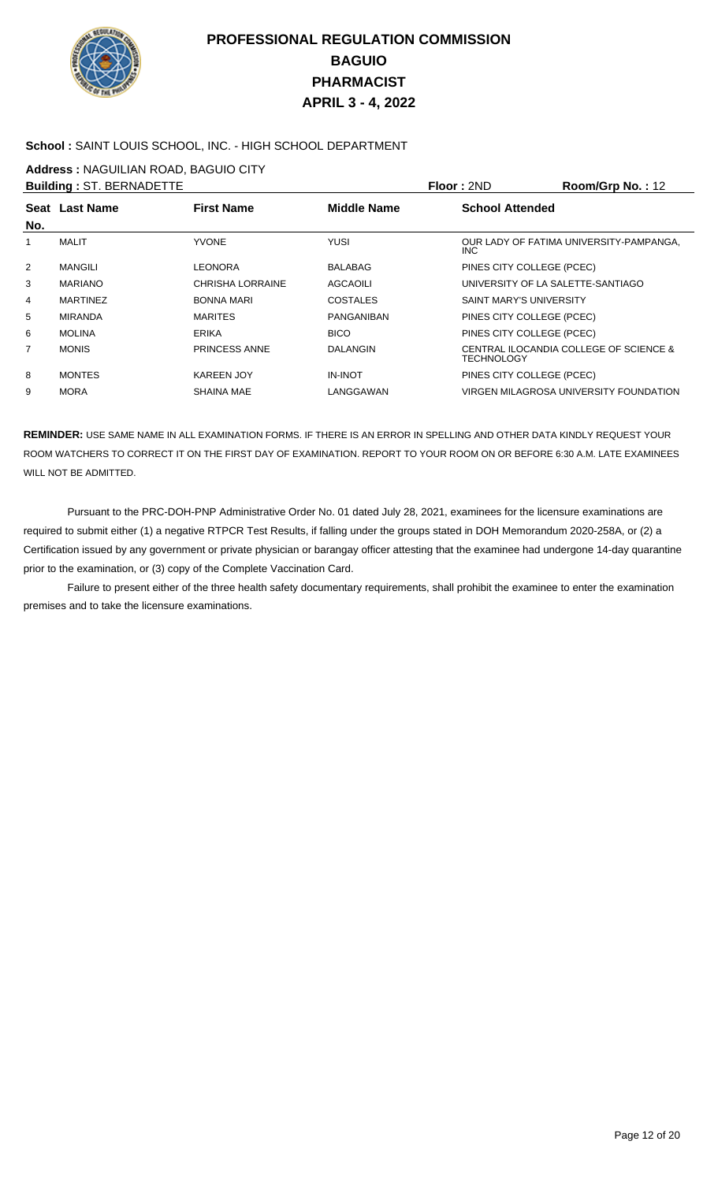# PROFESSIONAL REGULATION COMMISSION
## BAGUIO
## PHARMACIST
## APRIL 3 - 4, 2022

**School :** SAINT LOUIS SCHOOL, INC. - HIGH SCHOOL DEPARTMENT

**Address :** NAGUILIAN ROAD, BAGUIO CITY

**Building :** ST. BERNADETTE **Floor :** 2ND **Room/Grp No. :** 12

| Seat No. | Last Name | First Name | Middle Name | School Attended |
|---|---|---|---|---|
| 1 | MALIT | YVONE | YUSI | OUR LADY OF FATIMA UNIVERSITY-PAMPANGA, INC |
| 2 | MANGILI | LEONORA | BALABAG | PINES CITY COLLEGE (PCEC) |
| 3 | MARIANO | CHRISHA LORRAINE | AGCAOILI | UNIVERSITY OF LA SALETTE-SANTIAGO |
| 4 | MARTINEZ | BONNA MARI | COSTALES | SAINT MARY'S UNIVERSITY |
| 5 | MIRANDA | MARITES | PANGANIBAN | PINES CITY COLLEGE (PCEC) |
| 6 | MOLINA | ERIKA | BICO | PINES CITY COLLEGE (PCEC) |
| 7 | MONIS | PRINCESS ANNE | DALANGIN | CENTRAL ILOCANDIA COLLEGE OF SCIENCE & TECHNOLOGY |
| 8 | MONTES | KAREEN JOY | IN-INOT | PINES CITY COLLEGE (PCEC) |
| 9 | MORA | SHAINA MAE | LANGGAWAN | VIRGEN MILAGROSA UNIVERSITY FOUNDATION |

**REMINDER:** USE SAME NAME IN ALL EXAMINATION FORMS. IF THERE IS AN ERROR IN SPELLING AND OTHER DATA KINDLY REQUEST YOUR ROOM WATCHERS TO CORRECT IT ON THE FIRST DAY OF EXAMINATION. REPORT TO YOUR ROOM ON OR BEFORE 6:30 A.M. LATE EXAMINEES WILL NOT BE ADMITTED.

Pursuant to the PRC-DOH-PNP Administrative Order No. 01 dated July 28, 2021, examinees for the licensure examinations are required to submit either (1) a negative RTPCR Test Results, if falling under the groups stated in DOH Memorandum 2020-258A, or (2) a Certification issued by any government or private physician or barangay officer attesting that the examinee had undergone 14-day quarantine prior to the examination, or (3) copy of the Complete Vaccination Card.

Failure to present either of the three health safety documentary requirements, shall prohibit the examinee to enter the examination premises and to take the licensure examinations.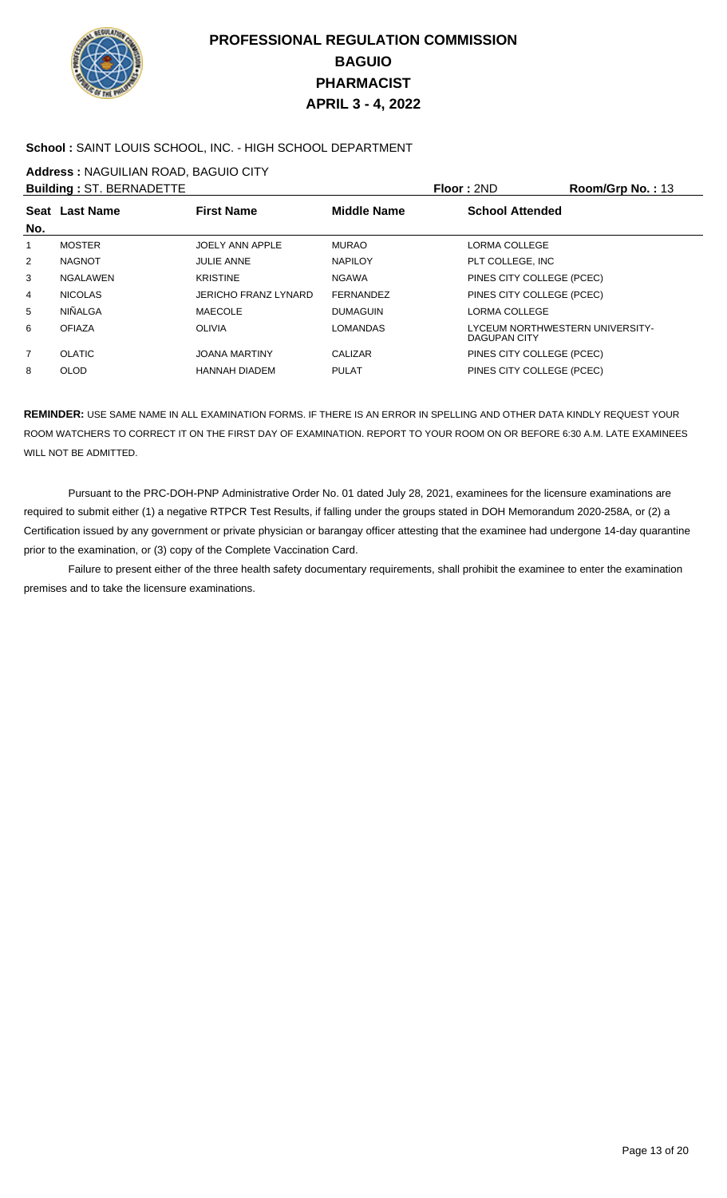# PROFESSIONAL REGULATION COMMISSION
## BAGUIO
## PHARMACIST
## APRIL 3 - 4, 2022

**School :** SAINT LOUIS SCHOOL, INC. - HIGH SCHOOL DEPARTMENT

**Address :** NAGUILIAN ROAD, BAGUIO CITY

**Building :** ST. BERNADETTE **Floor :** 2ND **Room/Grp No. :** 13

| Seat No. | Last Name | First Name | Middle Name | School Attended |
|---|---|---|---|---|
| 1 | MOSTER | JOELY ANN APPLE | MURAO | LORMA COLLEGE |
| 2 | NAGNOT | JULIE ANNE | NAPILOY | PLT COLLEGE, INC |
| 3 | NGALAWEN | KRISTINE | NGAWA | PINES CITY COLLEGE (PCEC) |
| 4 | NICOLAS | JERICHO FRANZ LYNARD | FERNANDEZ | PINES CITY COLLEGE (PCEC) |
| 5 | NIÑALGA | MAECOLE | DUMAGUIN | LORMA COLLEGE |
| 6 | OFIAZA | OLIVIA | LOMANDAS | LYCEUM NORTHWESTERN UNIVERSITY-DAGUPAN CITY |
| 7 | OLATIC | JOANA MARTINY | CALIZAR | PINES CITY COLLEGE (PCEC) |
| 8 | OLOD | HANNAH DIADEM | PULAT | PINES CITY COLLEGE (PCEC) |

**REMINDER:** USE SAME NAME IN ALL EXAMINATION FORMS. IF THERE IS AN ERROR IN SPELLING AND OTHER DATA KINDLY REQUEST YOUR ROOM WATCHERS TO CORRECT IT ON THE FIRST DAY OF EXAMINATION. REPORT TO YOUR ROOM ON OR BEFORE 6:30 A.M. LATE EXAMINEES WILL NOT BE ADMITTED.

Pursuant to the PRC-DOH-PNP Administrative Order No. 01 dated July 28, 2021, examinees for the licensure examinations are required to submit either (1) a negative RTPCR Test Results, if falling under the groups stated in DOH Memorandum 2020-258A, or (2) a Certification issued by any government or private physician or barangay officer attesting that the examinee had undergone 14-day quarantine prior to the examination, or (3) copy of the Complete Vaccination Card.

Failure to present either of the three health safety documentary requirements, shall prohibit the examinee to enter the examination premises and to take the licensure examinations.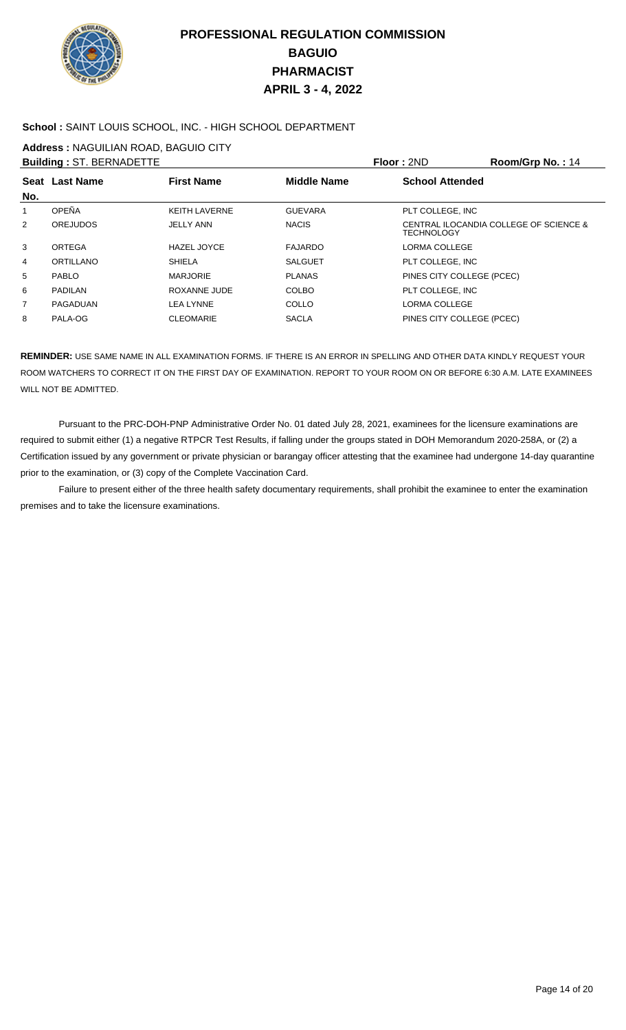# PROFESSIONAL REGULATION COMMISSION
## BAGUIO
## PHARMACIST
## APRIL 3 - 4, 2022

**School :** SAINT LOUIS SCHOOL, INC. - HIGH SCHOOL DEPARTMENT

**Address :** NAGUILIAN ROAD, BAGUIO CITY

**Building :** ST. BERNADETTE **Floor :** 2ND **Room/Grp No. :** 14

| Seat No. | Last Name | First Name | Middle Name | School Attended |
|---|---|---|---|---|
| 1 | OPEÑA | KEITH LAVERNE | GUEVARA | PLT COLLEGE, INC |
| 2 | OREJUDOS | JELLY ANN | NACIS | CENTRAL ILOCANDIA COLLEGE OF SCIENCE & TECHNOLOGY |
| 3 | ORTEGA | HAZEL JOYCE | FAJARDO | LORMA COLLEGE |
| 4 | ORTILLANO | SHIELA | SALGUET | PLT COLLEGE, INC |
| 5 | PABLO | MARJORIE | PLANAS | PINES CITY COLLEGE (PCEC) |
| 6 | PADILAN | ROXANNE JUDE | COLBO | PLT COLLEGE, INC |
| 7 | PAGADUAN | LEA LYNNE | COLLO | LORMA COLLEGE |
| 8 | PALA-OG | CLEOMARIE | SACLA | PINES CITY COLLEGE (PCEC) |

**REMINDER:** USE SAME NAME IN ALL EXAMINATION FORMS. IF THERE IS AN ERROR IN SPELLING AND OTHER DATA KINDLY REQUEST YOUR ROOM WATCHERS TO CORRECT IT ON THE FIRST DAY OF EXAMINATION. REPORT TO YOUR ROOM ON OR BEFORE 6:30 A.M. LATE EXAMINEES WILL NOT BE ADMITTED.

Pursuant to the PRC-DOH-PNP Administrative Order No. 01 dated July 28, 2021, examinees for the licensure examinations are required to submit either (1) a negative RTPCR Test Results, if falling under the groups stated in DOH Memorandum 2020-258A, or (2) a Certification issued by any government or private physician or barangay officer attesting that the examinee had undergone 14-day quarantine prior to the examination, or (3) copy of the Complete Vaccination Card.

Failure to present either of the three health safety documentary requirements, shall prohibit the examinee to enter the examination premises and to take the licensure examinations.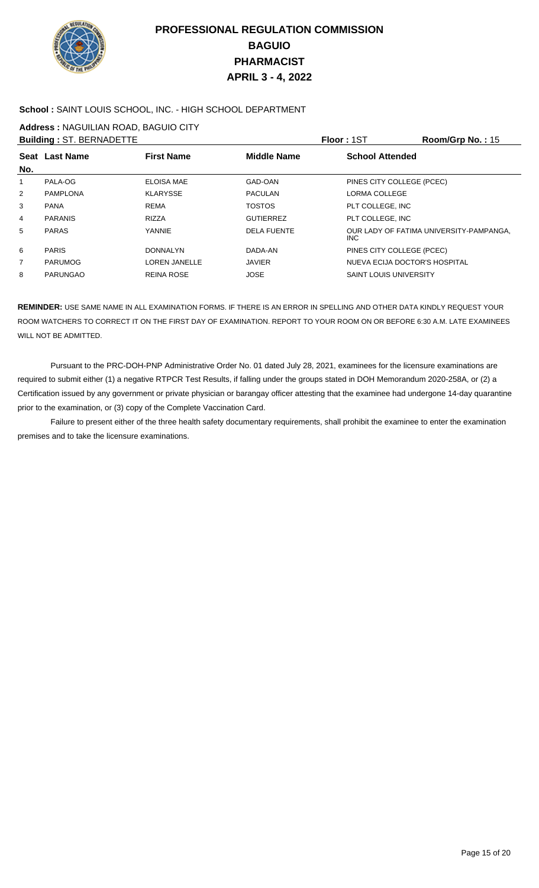# PROFESSIONAL REGULATION COMMISSION
## BAGUIO
## PHARMACIST
## APRIL 3 - 4, 2022

**School :** SAINT LOUIS SCHOOL, INC. - HIGH SCHOOL DEPARTMENT

**Address :** NAGUILIAN ROAD, BAGUIO CITY

**Building :** ST. BERNADETTE | **Floor :** 1ST | **Room/Grp No. :** 15

| Seat No. | Last Name | First Name | Middle Name | School Attended |
|---|---|---|---|---|
| 1 | PALA-OG | ELOISA MAE | GAD-OAN | PINES CITY COLLEGE (PCEC) |
| 2 | PAMPLONA | KLARYSSE | PACULAN | LORMA COLLEGE |
| 3 | PANA | REMA | TOSTOS | PLT COLLEGE, INC |
| 4 | PARANIS | RIZZA | GUTIERREZ | PLT COLLEGE, INC |
| 5 | PARAS | YANNIE | DELA FUENTE | OUR LADY OF FATIMA UNIVERSITY-PAMPANGA, INC |
| 6 | PARIS | DONNALYN | DADA-AN | PINES CITY COLLEGE (PCEC) |
| 7 | PARUMOG | LOREN JANELLE | JAVIER | NUEVA ECIJA DOCTOR'S HOSPITAL |
| 8 | PARUNGAO | REINA ROSE | JOSE | SAINT LOUIS UNIVERSITY |

**REMINDER:** USE SAME NAME IN ALL EXAMINATION FORMS. IF THERE IS AN ERROR IN SPELLING AND OTHER DATA KINDLY REQUEST YOUR ROOM WATCHERS TO CORRECT IT ON THE FIRST DAY OF EXAMINATION. REPORT TO YOUR ROOM ON OR BEFORE 6:30 A.M. LATE EXAMINEES WILL NOT BE ADMITTED.

Pursuant to the PRC-DOH-PNP Administrative Order No. 01 dated July 28, 2021, examinees for the licensure examinations are required to submit either (1) a negative RTPCR Test Results, if falling under the groups stated in DOH Memorandum 2020-258A, or (2) a Certification issued by any government or private physician or barangay officer attesting that the examinee had undergone 14-day quarantine prior to the examination, or (3) copy of the Complete Vaccination Card.

Failure to present either of the three health safety documentary requirements, shall prohibit the examinee to enter the examination premises and to take the licensure examinations.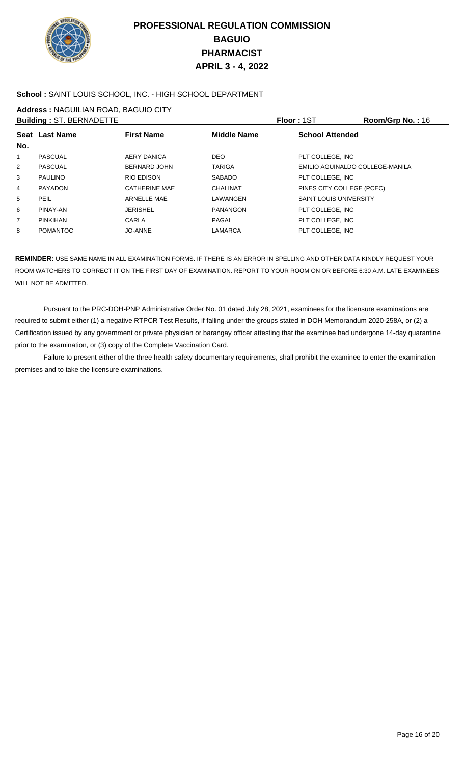# PROFESSIONAL REGULATION COMMISSION
## BAGUIO
## PHARMACIST
## APRIL 3 - 4, 2022

**School :** SAINT LOUIS SCHOOL, INC. - HIGH SCHOOL DEPARTMENT

**Address :** NAGUILIAN ROAD, BAGUIO CITY

**Building :** ST. BERNADETTE **Floor :** 1ST **Room/Grp No. :** 16

| Seat No. | Last Name | First Name | Middle Name | School Attended |
|---|---|---|---|---|
| 1 | PASCUAL | AERY DANICA | DEO | PLT COLLEGE, INC |
| 2 | PASCUAL | BERNARD JOHN | TARIGA | EMILIO AGUINALDO COLLEGE-MANILA |
| 3 | PAULINO | RIO EDISON | SABADO | PLT COLLEGE, INC |
| 4 | PAYADON | CATHERINE MAE | CHALINAT | PINES CITY COLLEGE (PCEC) |
| 5 | PEIL | ARNELLE MAE | LAWANGEN | SAINT LOUIS UNIVERSITY |
| 6 | PINAY-AN | JERISHEL | PANANGON | PLT COLLEGE, INC |
| 7 | PINKIHAN | CARLA | PAGAL | PLT COLLEGE, INC |
| 8 | POMANTOC | JO-ANNE | LAMARCA | PLT COLLEGE, INC |

**REMINDER:** USE SAME NAME IN ALL EXAMINATION FORMS. IF THERE IS AN ERROR IN SPELLING AND OTHER DATA KINDLY REQUEST YOUR ROOM WATCHERS TO CORRECT IT ON THE FIRST DAY OF EXAMINATION. REPORT TO YOUR ROOM ON OR BEFORE 6:30 A.M. LATE EXAMINEES WILL NOT BE ADMITTED.

Pursuant to the PRC-DOH-PNP Administrative Order No. 01 dated July 28, 2021, examinees for the licensure examinations are required to submit either (1) a negative RTPCR Test Results, if falling under the groups stated in DOH Memorandum 2020-258A, or (2) a Certification issued by any government or private physician or barangay officer attesting that the examinee had undergone 14-day quarantine prior to the examination, or (3) copy of the Complete Vaccination Card.

Failure to present either of the three health safety documentary requirements, shall prohibit the examinee to enter the examination premises and to take the licensure examinations.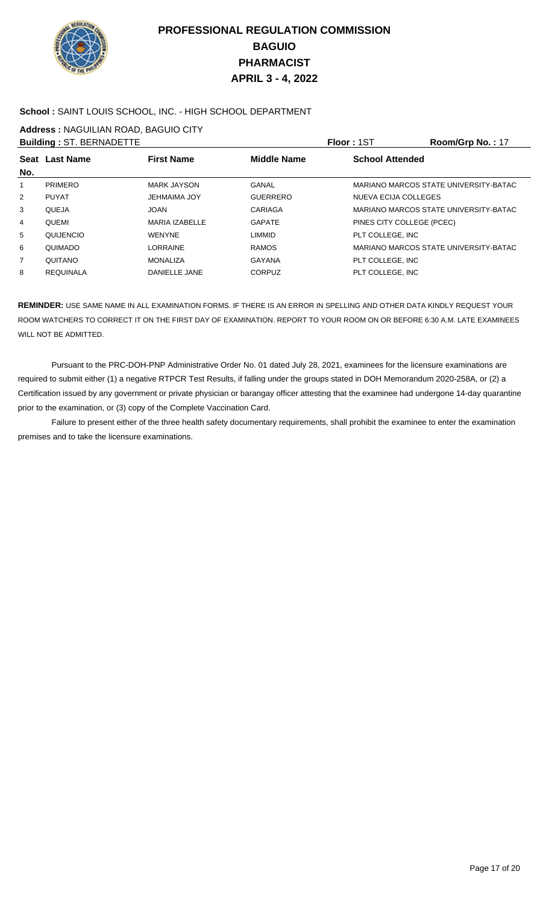# PROFESSIONAL REGULATION COMMISSION
## BAGUIO
## PHARMACIST
## APRIL 3 - 4, 2022

**School :** SAINT LOUIS SCHOOL, INC. - HIGH SCHOOL DEPARTMENT

**Address :** NAGUILIAN ROAD, BAGUIO CITY

**Building :** ST. BERNADETTE **Floor :** 1ST **Room/Grp No. :** 17

| Seat No. | Last Name | First Name | Middle Name | School Attended |
|---|---|---|---|---|
| 1 | PRIMERO | MARK JAYSON | GANAL | MARIANO MARCOS STATE UNIVERSITY-BATAC |
| 2 | PUYAT | JEHMAIMA JOY | GUERRERO | NUEVA ECIJA COLLEGES |
| 3 | QUEJA | JOAN | CARIAGA | MARIANO MARCOS STATE UNIVERSITY-BATAC |
| 4 | QUEMI | MARIA IZABELLE | GAPATE | PINES CITY COLLEGE (PCEC) |
| 5 | QUIJENCIO | WENYNE | LIMMID | PLT COLLEGE, INC |
| 6 | QUIMADO | LORRAINE | RAMOS | MARIANO MARCOS STATE UNIVERSITY-BATAC |
| 7 | QUITANO | MONALIZA | GAYANA | PLT COLLEGE, INC |
| 8 | REQUINALA | DANIELLE JANE | CORPUZ | PLT COLLEGE, INC |

**REMINDER:** USE SAME NAME IN ALL EXAMINATION FORMS. IF THERE IS AN ERROR IN SPELLING AND OTHER DATA KINDLY REQUEST YOUR ROOM WATCHERS TO CORRECT IT ON THE FIRST DAY OF EXAMINATION. REPORT TO YOUR ROOM ON OR BEFORE 6:30 A.M. LATE EXAMINEES WILL NOT BE ADMITTED.

Pursuant to the PRC-DOH-PNP Administrative Order No. 01 dated July 28, 2021, examinees for the licensure examinations are required to submit either (1) a negative RTPCR Test Results, if falling under the groups stated in DOH Memorandum 2020-258A, or (2) a Certification issued by any government or private physician or barangay officer attesting that the examinee had undergone 14-day quarantine prior to the examination, or (3) copy of the Complete Vaccination Card.

Failure to present either of the three health safety documentary requirements, shall prohibit the examinee to enter the examination premises and to take the licensure examinations.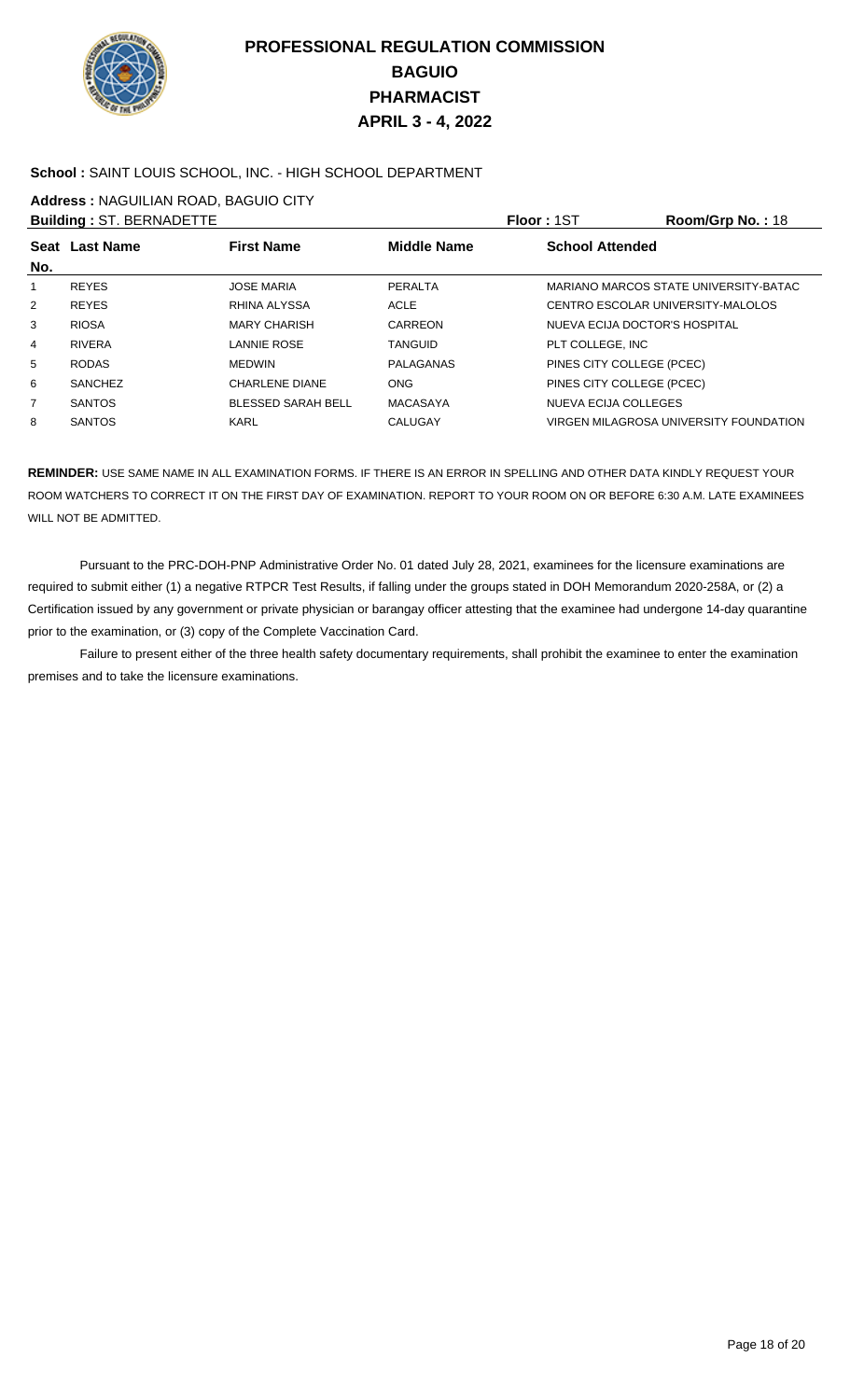# PROFESSIONAL REGULATION COMMISSION
# BAGUIO
# PHARMACIST
# APRIL 3 - 4, 2022

**School :** SAINT LOUIS SCHOOL, INC. - HIGH SCHOOL DEPARTMENT

**Address :** NAGUILIAN ROAD, BAGUIO CITY

**Building :** ST. BERNADETTE **Floor :** 1ST **Room/Grp No. :** 18

| Seat No. | Last Name | First Name | Middle Name | School Attended |
|---|---|---|---|---|
| 1 | REYES | JOSE MARIA | PERALTA | MARIANO MARCOS STATE UNIVERSITY-BATAC |
| 2 | REYES | RHINA ALYSSA | ACLE | CENTRO ESCOLAR UNIVERSITY-MALOLOS |
| 3 | RIOSA | MARY CHARISH | CARREON | NUEVA ECIJA DOCTOR'S HOSPITAL |
| 4 | RIVERA | LANNIE ROSE | TANGUID | PLT COLLEGE, INC |
| 5 | RODAS | MEDWIN | PALAGANAS | PINES CITY COLLEGE (PCEC) |
| 6 | SANCHEZ | CHARLENE DIANE | ONG | PINES CITY COLLEGE (PCEC) |
| 7 | SANTOS | BLESSED SARAH BELL | MACASAYA | NUEVA ECIJA COLLEGES |
| 8 | SANTOS | KARL | CALUGAY | VIRGEN MILAGROSA UNIVERSITY FOUNDATION |

**REMINDER:** USE SAME NAME IN ALL EXAMINATION FORMS. IF THERE IS AN ERROR IN SPELLING AND OTHER DATA KINDLY REQUEST YOUR ROOM WATCHERS TO CORRECT IT ON THE FIRST DAY OF EXAMINATION. REPORT TO YOUR ROOM ON OR BEFORE 6:30 A.M. LATE EXAMINEES WILL NOT BE ADMITTED.

Pursuant to the PRC-DOH-PNP Administrative Order No. 01 dated July 28, 2021, examinees for the licensure examinations are required to submit either (1) a negative RTPCR Test Results, if falling under the groups stated in DOH Memorandum 2020-258A, or (2) a Certification issued by any government or private physician or barangay officer attesting that the examinee had undergone 14-day quarantine prior to the examination, or (3) copy of the Complete Vaccination Card.

Failure to present either of the three health safety documentary requirements, shall prohibit the examinee to enter the examination premises and to take the licensure examinations.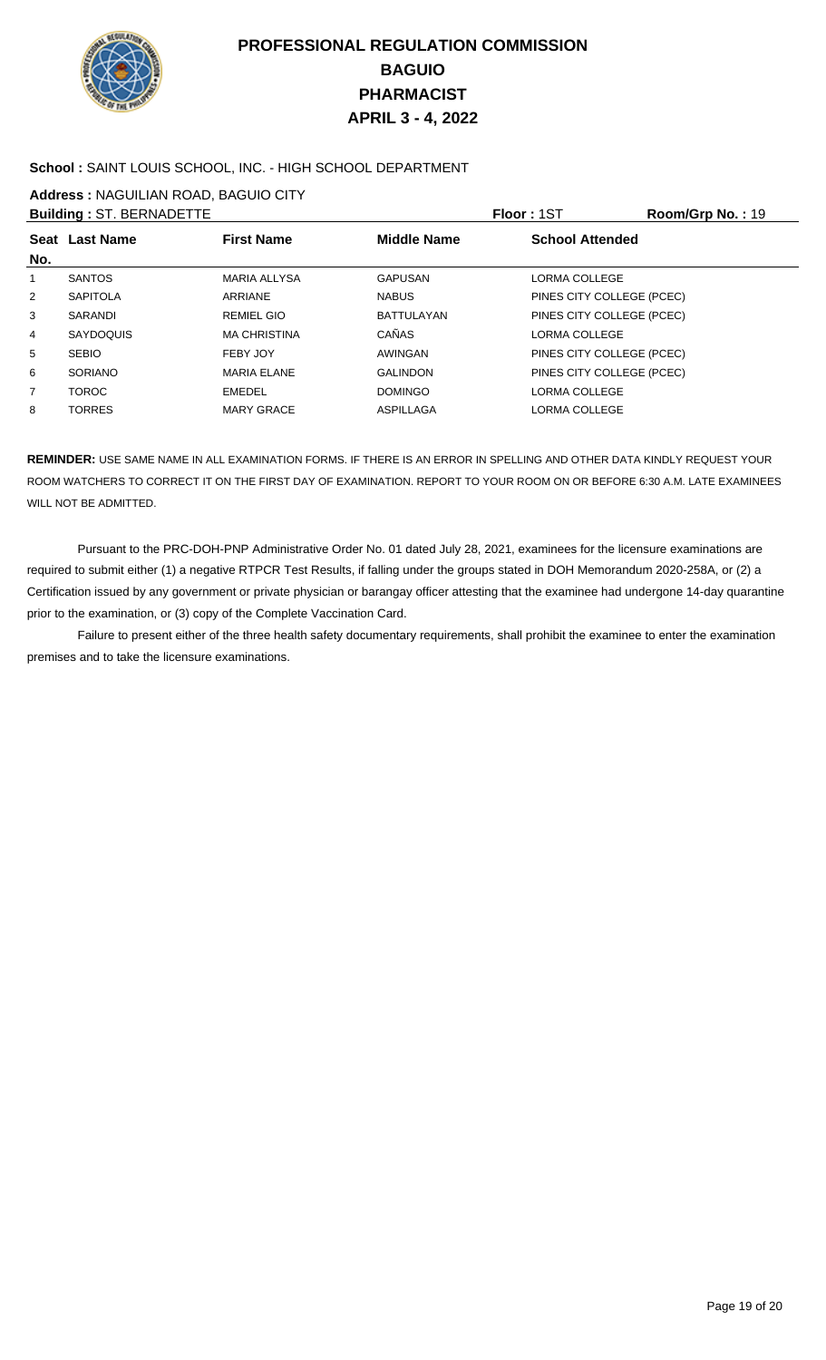# PROFESSIONAL REGULATION COMMISSION
## BAGUIO
## PHARMACIST
## APRIL 3 - 4, 2022

**School :** SAINT LOUIS SCHOOL, INC. - HIGH SCHOOL DEPARTMENT

**Address :** NAGUILIAN ROAD, BAGUIO CITY

**Building :** ST. BERNADETTE **Floor :** 1ST **Room/Grp No. :** 19

| Seat No. | Last Name | First Name | Middle Name | School Attended |
|---|---|---|---|---|
| 1 | SANTOS | MARIA ALLYSA | GAPUSAN | LORMA COLLEGE |
| 2 | SAPITOLA | ARRIANE | NABUS | PINES CITY COLLEGE (PCEC) |
| 3 | SARANDI | REMIEL GIO | BATTULAYAN | PINES CITY COLLEGE (PCEC) |
| 4 | SAYDOQUIS | MA CHRISTINA | CAÑAS | LORMA COLLEGE |
| 5 | SEBIO | FEBY JOY | AWINGAN | PINES CITY COLLEGE (PCEC) |
| 6 | SORIANO | MARIA ELANE | GALINDON | PINES CITY COLLEGE (PCEC) |
| 7 | TOROC | EMEDEL | DOMINGO | LORMA COLLEGE |
| 8 | TORRES | MARY GRACE | ASPILLAGA | LORMA COLLEGE |

**REMINDER:** USE SAME NAME IN ALL EXAMINATION FORMS. IF THERE IS AN ERROR IN SPELLING AND OTHER DATA KINDLY REQUEST YOUR ROOM WATCHERS TO CORRECT IT ON THE FIRST DAY OF EXAMINATION. REPORT TO YOUR ROOM ON OR BEFORE 6:30 A.M. LATE EXAMINEES WILL NOT BE ADMITTED.

Pursuant to the PRC-DOH-PNP Administrative Order No. 01 dated July 28, 2021, examinees for the licensure examinations are required to submit either (1) a negative RTPCR Test Results, if falling under the groups stated in DOH Memorandum 2020-258A, or (2) a Certification issued by any government or private physician or barangay officer attesting that the examinee had undergone 14-day quarantine prior to the examination, or (3) copy of the Complete Vaccination Card.

Failure to present either of the three health safety documentary requirements, shall prohibit the examinee to enter the examination premises and to take the licensure examinations.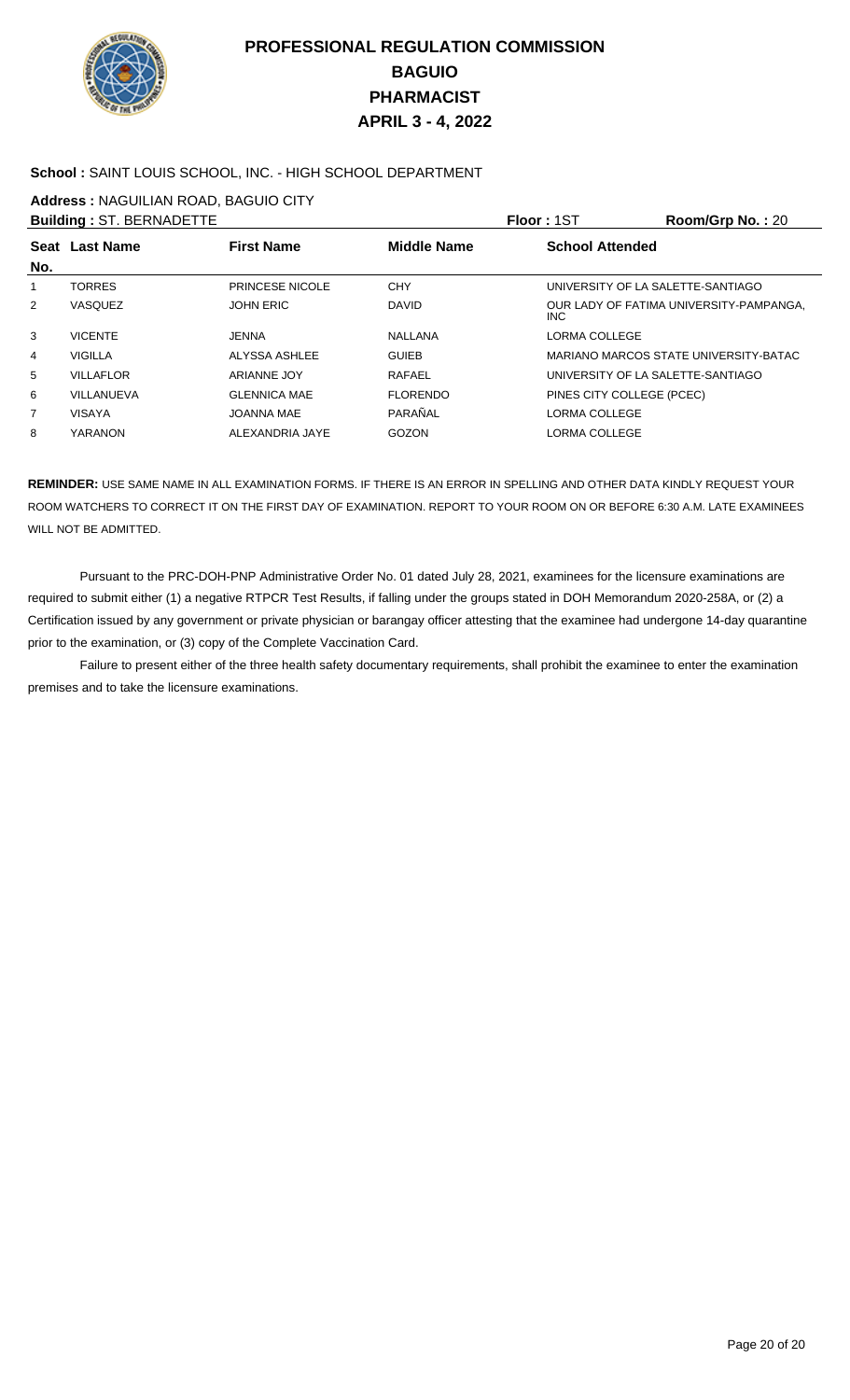# PROFESSIONAL REGULATION COMMISSION
## BAGUIO
## PHARMACIST
## APRIL 3 - 4, 2022

**School :** SAINT LOUIS SCHOOL, INC. - HIGH SCHOOL DEPARTMENT

**Address :** NAGUILIAN ROAD, BAGUIO CITY

**Building :** ST. BERNADETTE **Floor :** 1ST **Room/Grp No. :** 20

| Seat No. | Last Name | First Name | Middle Name | School Attended |
|---|---|---|---|---|
| 1 | TORRES | PRINCESE NICOLE | CHY | UNIVERSITY OF LA SALETTE-SANTIAGO |
| 2 | VASQUEZ | JOHN ERIC | DAVID | OUR LADY OF FATIMA UNIVERSITY-PAMPANGA, INC |
| 3 | VICENTE | JENNA | NALLANA | LORMA COLLEGE |
| 4 | VIGILLA | ALYSSA ASHLEE | GUIEB | MARIANO MARCOS STATE UNIVERSITY-BATAC |
| 5 | VILLAFLOR | ARIANNE JOY | RAFAEL | UNIVERSITY OF LA SALETTE-SANTIAGO |
| 6 | VILLANUEVA | GLENNICA MAE | FLORENDO | PINES CITY COLLEGE (PCEC) |
| 7 | VISAYA | JOANNA MAE | PARAÑAL | LORMA COLLEGE |
| 8 | YARANON | ALEXANDRIA JAYE | GOZON | LORMA COLLEGE |

**REMINDER:** USE SAME NAME IN ALL EXAMINATION FORMS. IF THERE IS AN ERROR IN SPELLING AND OTHER DATA KINDLY REQUEST YOUR ROOM WATCHERS TO CORRECT IT ON THE FIRST DAY OF EXAMINATION. REPORT TO YOUR ROOM ON OR BEFORE 6:30 A.M. LATE EXAMINEES WILL NOT BE ADMITTED.

Pursuant to the PRC-DOH-PNP Administrative Order No. 01 dated July 28, 2021, examinees for the licensure examinations are required to submit either (1) a negative RTPCR Test Results, if falling under the groups stated in DOH Memorandum 2020-258A, or (2) a Certification issued by any government or private physician or barangay officer attesting that the examinee had undergone 14-day quarantine prior to the examination, or (3) copy of the Complete Vaccination Card.

Failure to present either of the three health safety documentary requirements, shall prohibit the examinee to enter the examination premises and to take the licensure examinations.